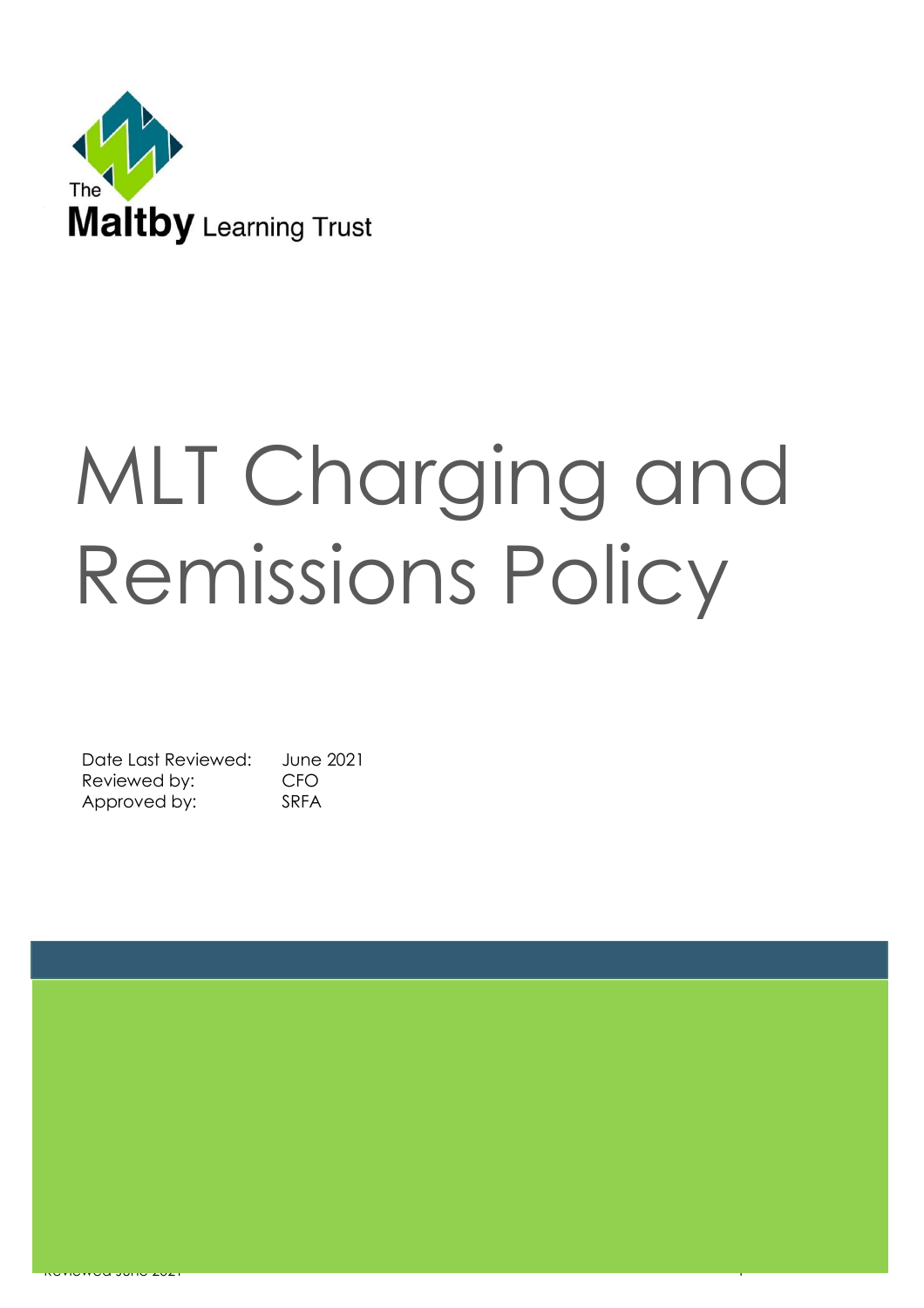The Maltby Learning Trust

# MLT Charging and Remissions Policy

| | |
|---|---|
| Date Last Reviewed: | June 2021 |
| Reviewed by: | CFO |
| Approved by: | SRFA |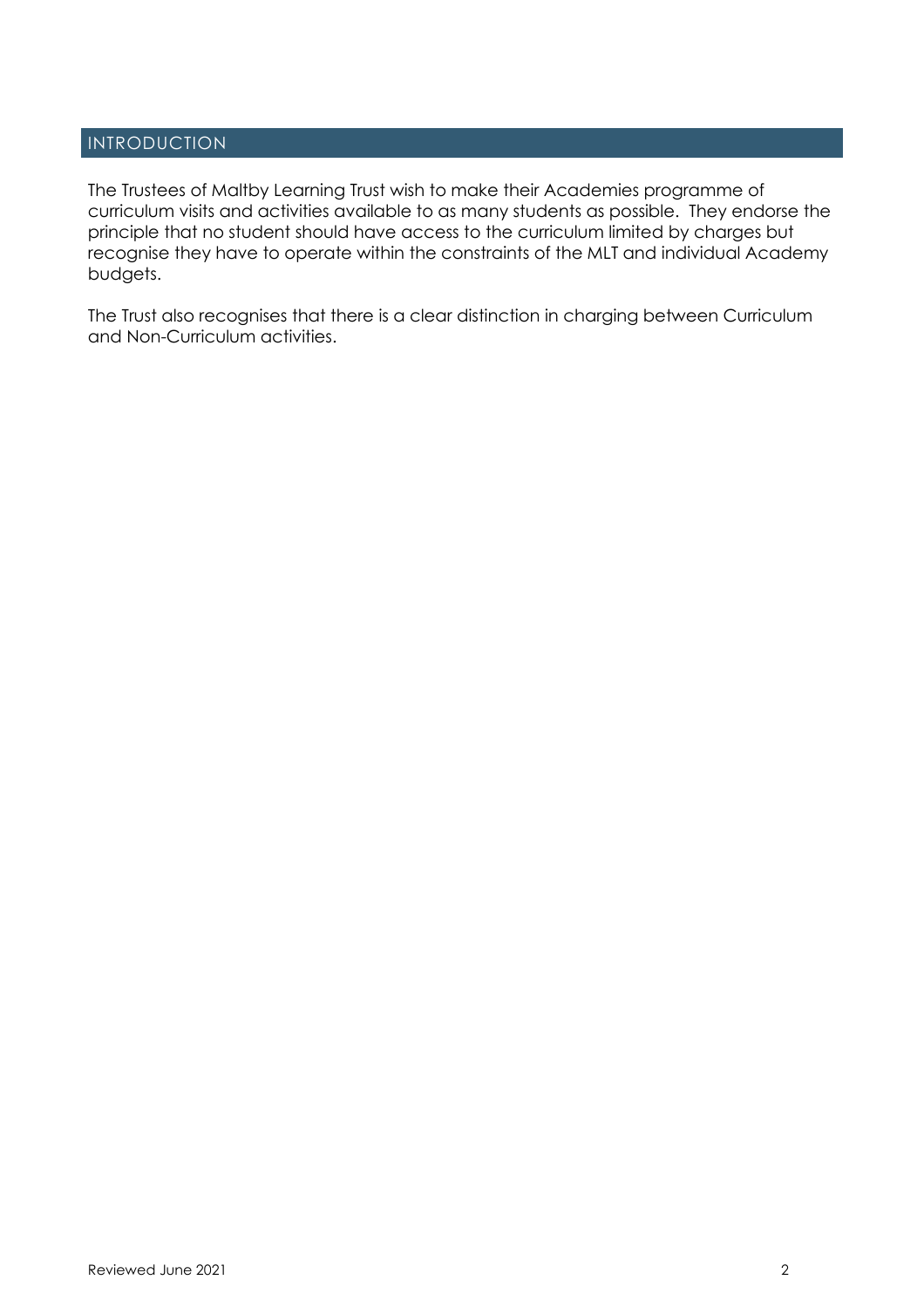## INTRODUCTION

The Trustees of Maltby Learning Trust wish to make their Academies programme of curriculum visits and activities available to as many students as possible. They endorse the principle that no student should have access to the curriculum limited by charges but recognise they have to operate within the constraints of the MLT and individual Academy budgets.

The Trust also recognises that there is a clear distinction in charging between Curriculum and Non-Curriculum activities.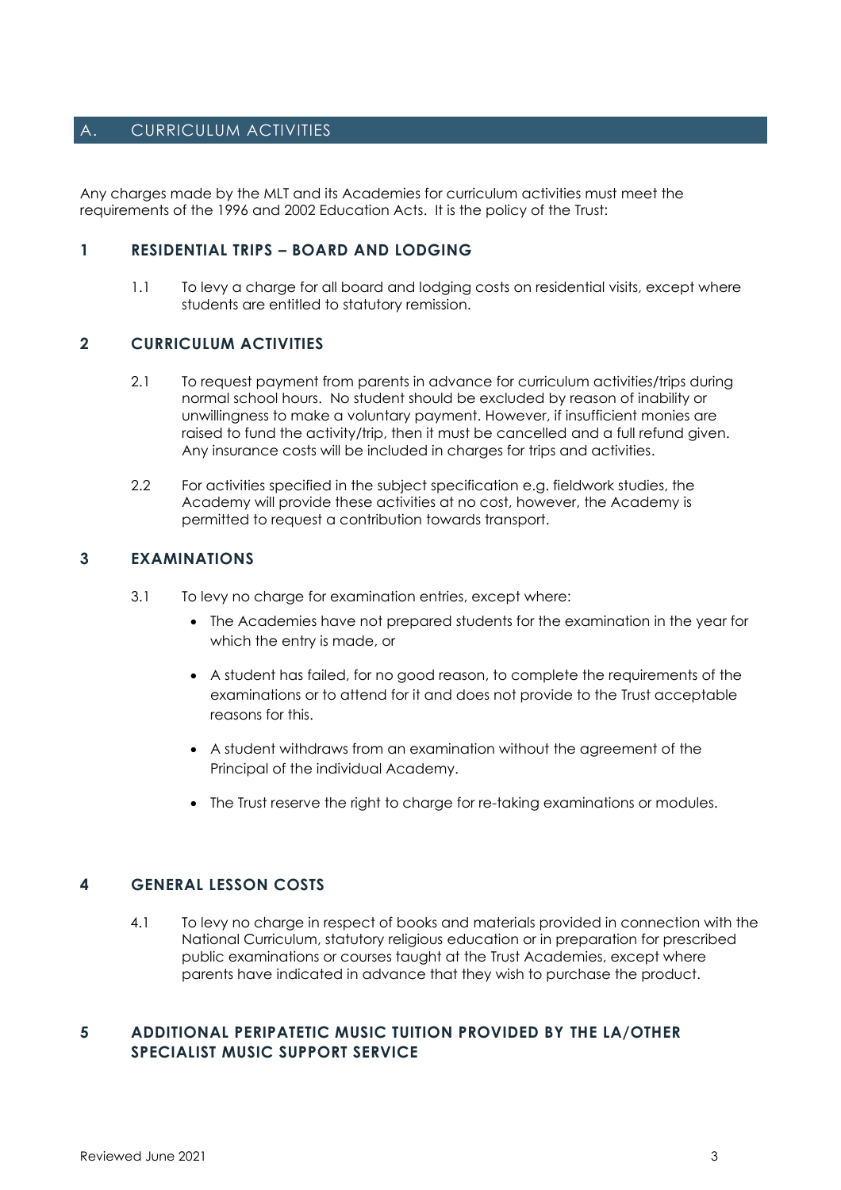## A. CURRICULUM ACTIVITIES

Any charges made by the MLT and its Academies for curriculum activities must meet the requirements of the 1996 and 2002 Education Acts. It is the policy of the Trust:

### 1 RESIDENTIAL TRIPS – BOARD AND LODGING

1.1 To levy a charge for all board and lodging costs on residential visits, except where students are entitled to statutory remission.

### 2 CURRICULUM ACTIVITIES

2.1 To request payment from parents in advance for curriculum activities/trips during normal school hours. No student should be excluded by reason of inability or unwillingness to make a voluntary payment. However, if insufficient monies are raised to fund the activity/trip, then it must be cancelled and a full refund given. Any insurance costs will be included in charges for trips and activities.

2.2 For activities specified in the subject specification e.g. fieldwork studies, the Academy will provide these activities at no cost, however, the Academy is permitted to request a contribution towards transport.

### 3 EXAMINATIONS

3.1 To levy no charge for examination entries, except where:

- The Academies have not prepared students for the examination in the year for which the entry is made, or
- A student has failed, for no good reason, to complete the requirements of the examinations or to attend for it and does not provide to the Trust acceptable reasons for this.
- A student withdraws from an examination without the agreement of the Principal of the individual Academy.
- The Trust reserve the right to charge for re-taking examinations or modules.

### 4 GENERAL LESSON COSTS

4.1 To levy no charge in respect of books and materials provided in connection with the National Curriculum, statutory religious education or in preparation for prescribed public examinations or courses taught at the Trust Academies, except where parents have indicated in advance that they wish to purchase the product.

### 5 ADDITIONAL PERIPATETIC MUSIC TUITION PROVIDED BY THE LA/OTHER SPECIALIST MUSIC SUPPORT SERVICE

Reviewed June 2021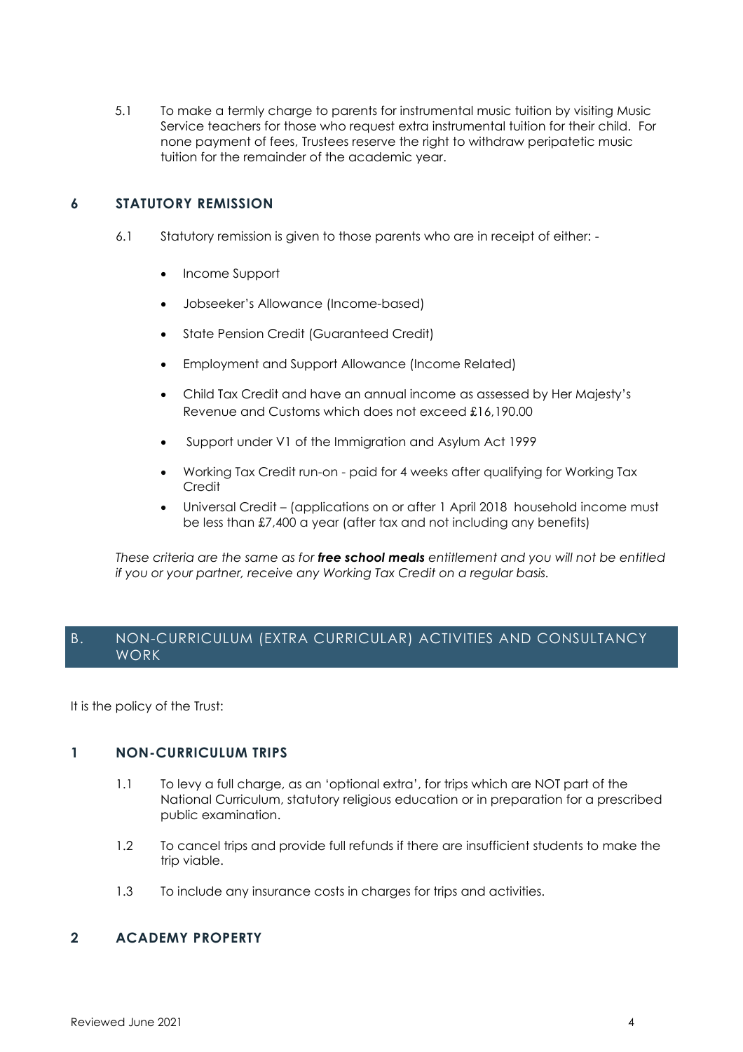5.1 To make a termly charge to parents for instrumental music tuition by visiting Music Service teachers for those who request extra instrumental tuition for their child. For none payment of fees, Trustees reserve the right to withdraw peripatetic music tuition for the remainder of the academic year.

### 6 STATUTORY REMISSION

6.1 Statutory remission is given to those parents who are in receipt of either: -

- Income Support
- Jobseeker's Allowance (Income-based)
- State Pension Credit (Guaranteed Credit)
- Employment and Support Allowance (Income Related)
- Child Tax Credit and have an annual income as assessed by Her Majesty's Revenue and Customs which does not exceed £16,190.00
- Support under V1 of the Immigration and Asylum Act 1999
- Working Tax Credit run-on - paid for 4 weeks after qualifying for Working Tax Credit
- Universal Credit – (applications on or after 1 April 2018 household income must be less than £7,400 a year (after tax and not including any benefits)

*These criteria are the same as for* ***free school meals*** *entitlement and you will not be entitled if you or your partner, receive any Working Tax Credit on a regular basis.*

## B. NON-CURRICULUM (EXTRA CURRICULAR) ACTIVITIES AND CONSULTANCY WORK

It is the policy of the Trust:

### 1 NON-CURRICULUM TRIPS

1.1 To levy a full charge, as an 'optional extra', for trips which are NOT part of the National Curriculum, statutory religious education or in preparation for a prescribed public examination.

1.2 To cancel trips and provide full refunds if there are insufficient students to make the trip viable.

1.3 To include any insurance costs in charges for trips and activities.

### 2 ACADEMY PROPERTY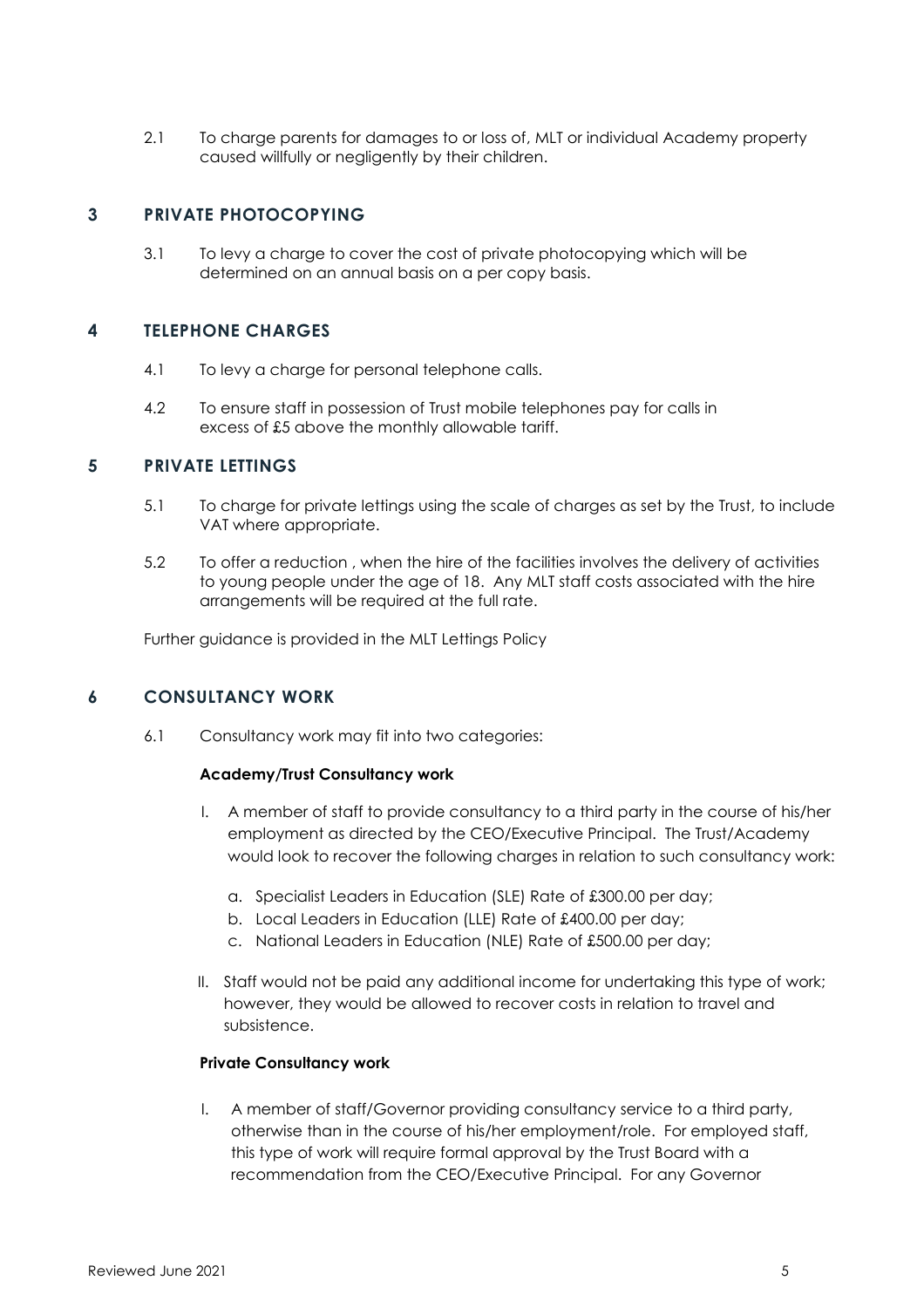2.1 To charge parents for damages to or loss of, MLT or individual Academy property caused willfully or negligently by their children.

## 3 PRIVATE PHOTOCOPYING

3.1 To levy a charge to cover the cost of private photocopying which will be determined on an annual basis on a per copy basis.

## 4 TELEPHONE CHARGES

4.1 To levy a charge for personal telephone calls.

4.2 To ensure staff in possession of Trust mobile telephones pay for calls in excess of £5 above the monthly allowable tariff.

## 5 PRIVATE LETTINGS

5.1 To charge for private lettings using the scale of charges as set by the Trust, to include VAT where appropriate.

5.2 To offer a reduction , when the hire of the facilities involves the delivery of activities to young people under the age of 18. Any MLT staff costs associated with the hire arrangements will be required at the full rate.

Further guidance is provided in the MLT Lettings Policy

## 6 CONSULTANCY WORK

6.1 Consultancy work may fit into two categories:

**Academy/Trust Consultancy work**

I. A member of staff to provide consultancy to a third party in the course of his/her employment as directed by the CEO/Executive Principal. The Trust/Academy would look to recover the following charges in relation to such consultancy work:

   a. Specialist Leaders in Education (SLE) Rate of £300.00 per day;
   b. Local Leaders in Education (LLE) Rate of £400.00 per day;
   c. National Leaders in Education (NLE) Rate of £500.00 per day;

II. Staff would not be paid any additional income for undertaking this type of work; however, they would be allowed to recover costs in relation to travel and subsistence.

**Private Consultancy work**

I. A member of staff/Governor providing consultancy service to a third party, otherwise than in the course of his/her employment/role. For employed staff, this type of work will require formal approval by the Trust Board with a recommendation from the CEO/Executive Principal. For any Governor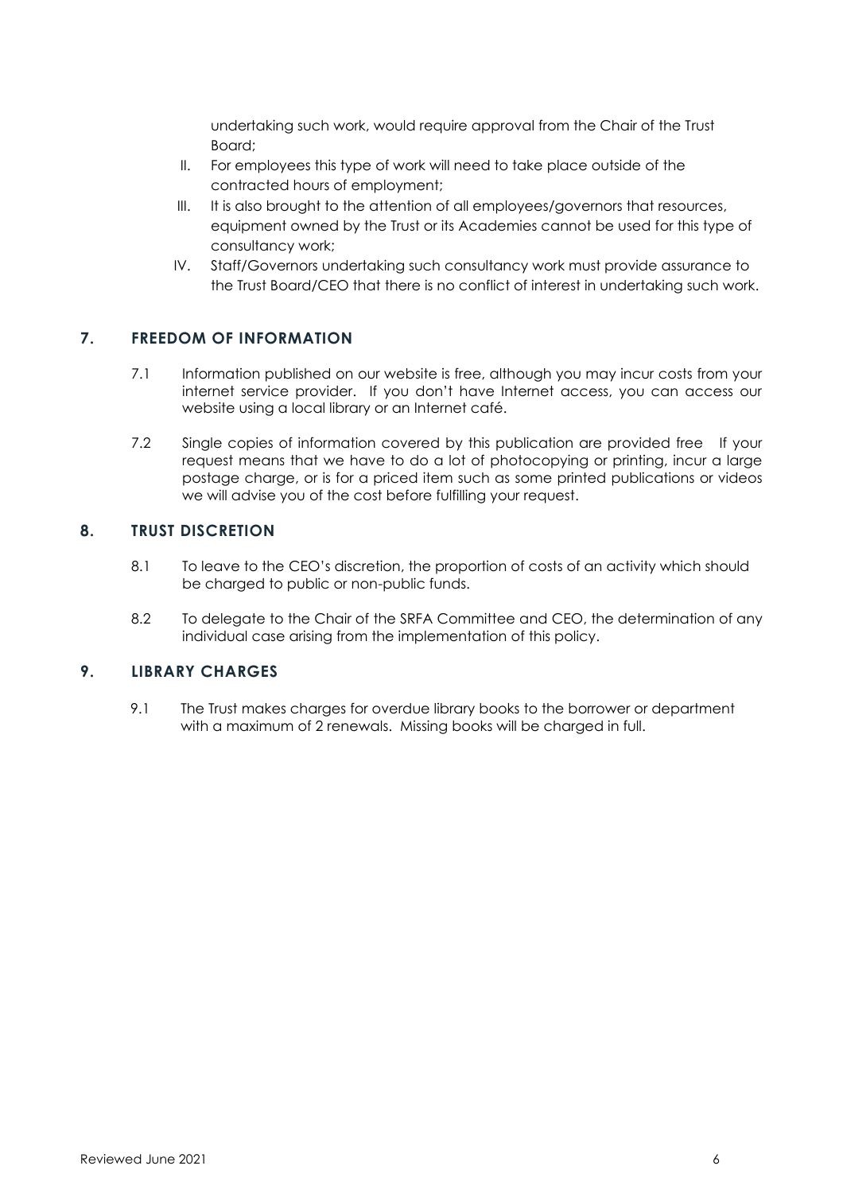undertaking such work, would require approval from the Chair of the Trust Board;

II. For employees this type of work will need to take place outside of the contracted hours of employment;

III. It is also brought to the attention of all employees/governors that resources, equipment owned by the Trust or its Academies cannot be used for this type of consultancy work;

IV. Staff/Governors undertaking such consultancy work must provide assurance to the Trust Board/CEO that there is no conflict of interest in undertaking such work.

## 7. FREEDOM OF INFORMATION

7.1 Information published on our website is free, although you may incur costs from your internet service provider. If you don't have Internet access, you can access our website using a local library or an Internet café.

7.2 Single copies of information covered by this publication are provided free If your request means that we have to do a lot of photocopying or printing, incur a large postage charge, or is for a priced item such as some printed publications or videos we will advise you of the cost before fulfilling your request.

## 8. TRUST DISCRETION

8.1 To leave to the CEO's discretion, the proportion of costs of an activity which should be charged to public or non-public funds.

8.2 To delegate to the Chair of the SRFA Committee and CEO, the determination of any individual case arising from the implementation of this policy.

## 9. LIBRARY CHARGES

9.1 The Trust makes charges for overdue library books to the borrower or department with a maximum of 2 renewals. Missing books will be charged in full.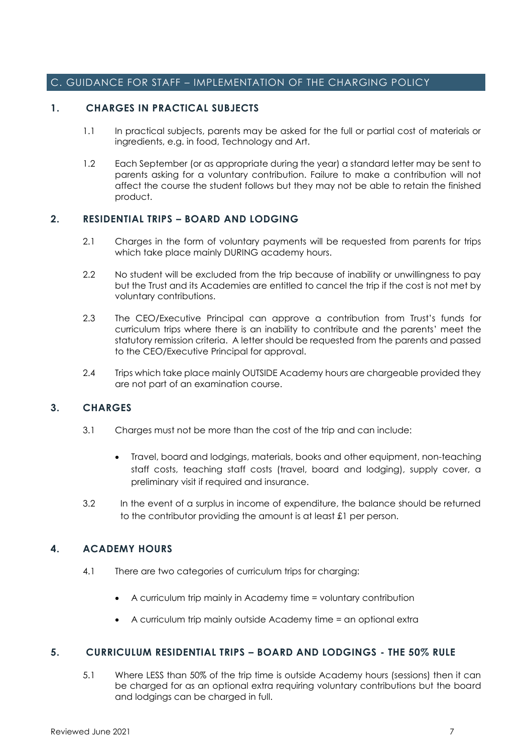## C. GUIDANCE FOR STAFF – IMPLEMENTATION OF THE CHARGING POLICY

### 1. CHARGES IN PRACTICAL SUBJECTS

1.1 In practical subjects, parents may be asked for the full or partial cost of materials or ingredients, e.g. in food, Technology and Art.

1.2 Each September (or as appropriate during the year) a standard letter may be sent to parents asking for a voluntary contribution. Failure to make a contribution will not affect the course the student follows but they may not be able to retain the finished product.

### 2. RESIDENTIAL TRIPS – BOARD AND LODGING

2.1 Charges in the form of voluntary payments will be requested from parents for trips which take place mainly DURING academy hours.

2.2 No student will be excluded from the trip because of inability or unwillingness to pay but the Trust and its Academies are entitled to cancel the trip if the cost is not met by voluntary contributions.

2.3 The CEO/Executive Principal can approve a contribution from Trust's funds for curriculum trips where there is an inability to contribute and the parents' meet the statutory remission criteria. A letter should be requested from the parents and passed to the CEO/Executive Principal for approval.

2.4 Trips which take place mainly OUTSIDE Academy hours are chargeable provided they are not part of an examination course.

### 3. CHARGES

3.1 Charges must not be more than the cost of the trip and can include:

- Travel, board and lodgings, materials, books and other equipment, non-teaching staff costs, teaching staff costs (travel, board and lodging), supply cover, a preliminary visit if required and insurance.

3.2 In the event of a surplus in income of expenditure, the balance should be returned to the contributor providing the amount is at least £1 per person.

### 4. ACADEMY HOURS

4.1 There are two categories of curriculum trips for charging:

- A curriculum trip mainly in Academy time = voluntary contribution
- A curriculum trip mainly outside Academy time = an optional extra

### 5. CURRICULUM RESIDENTIAL TRIPS – BOARD AND LODGINGS - THE 50% RULE

5.1 Where LESS than 50% of the trip time is outside Academy hours (sessions) then it can be charged for as an optional extra requiring voluntary contributions but the board and lodgings can be charged in full.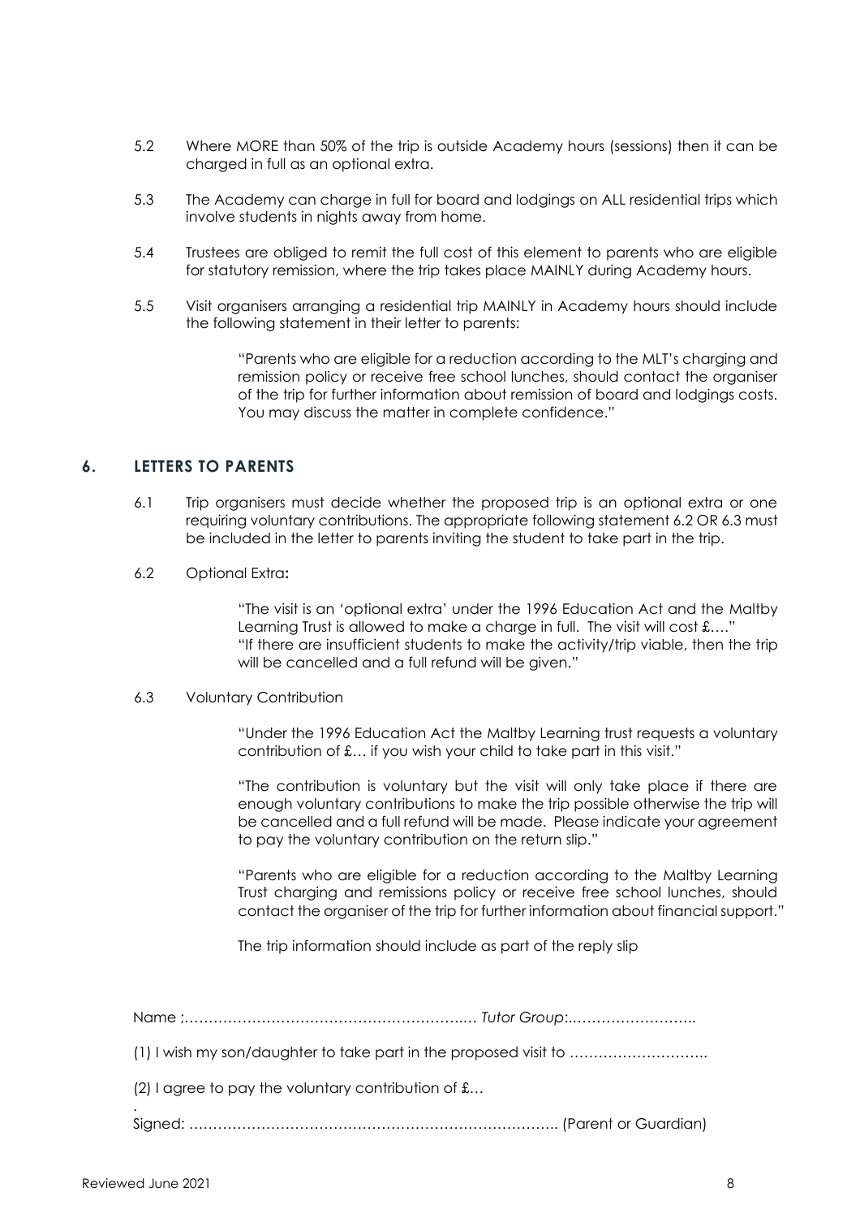5.2 Where MORE than 50% of the trip is outside Academy hours (sessions) then it can be charged in full as an optional extra.

5.3 The Academy can charge in full for board and lodgings on ALL residential trips which involve students in nights away from home.

5.4 Trustees are obliged to remit the full cost of this element to parents who are eligible for statutory remission, where the trip takes place MAINLY during Academy hours.

5.5 Visit organisers arranging a residential trip MAINLY in Academy hours should include the following statement in their letter to parents:

> "Parents who are eligible for a reduction according to the MLT's charging and remission policy or receive free school lunches, should contact the organiser of the trip for further information about remission of board and lodgings costs. You may discuss the matter in complete confidence."

## 6. LETTERS TO PARENTS

6.1 Trip organisers must decide whether the proposed trip is an optional extra or one requiring voluntary contributions. The appropriate following statement 6.2 OR 6.3 must be included in the letter to parents inviting the student to take part in the trip.

6.2 Optional Extra**:**

> "The visit is an 'optional extra' under the 1996 Education Act and the Maltby Learning Trust is allowed to make a charge in full. The visit will cost £…."
> "If there are insufficient students to make the activity/trip viable, then the trip will be cancelled and a full refund will be given."

6.3 Voluntary Contribution

> "Under the 1996 Education Act the Maltby Learning trust requests a voluntary contribution of £… if you wish your child to take part in this visit."
>
> "The contribution is voluntary but the visit will only take place if there are enough voluntary contributions to make the trip possible otherwise the trip will be cancelled and a full refund will be made. Please indicate your agreement to pay the voluntary contribution on the return slip."
>
> "Parents who are eligible for a reduction according to the Maltby Learning Trust charging and remissions policy or receive free school lunches, should contact the organiser of the trip for further information about financial support."
>
> The trip information should include as part of the reply slip

Name ;………………………………………………….… *Tutor Group*:……………………..

(1) I wish my son/daughter to take part in the proposed visit to ………………………..

(2) I agree to pay the voluntary contribution of £…

.
Signed: ………………………………………………………………….. (Parent or Guardian)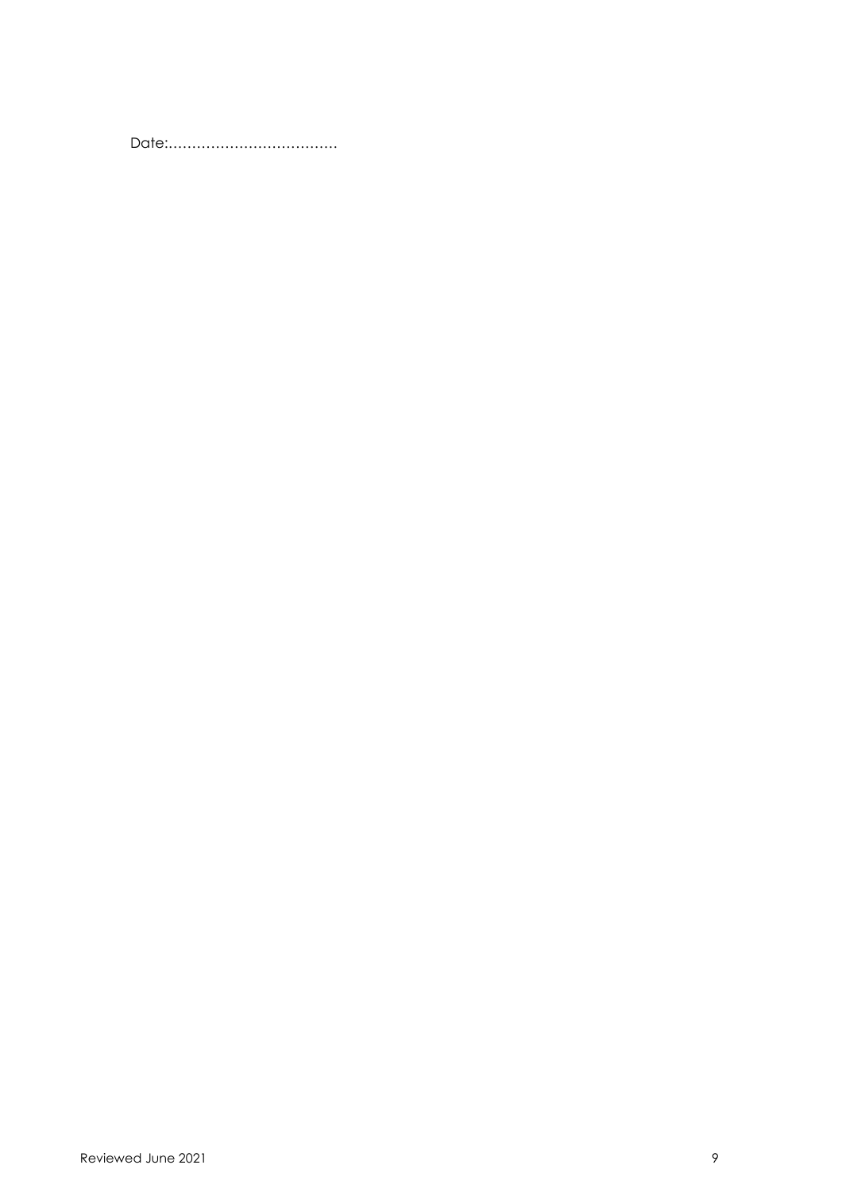Date:………………………………